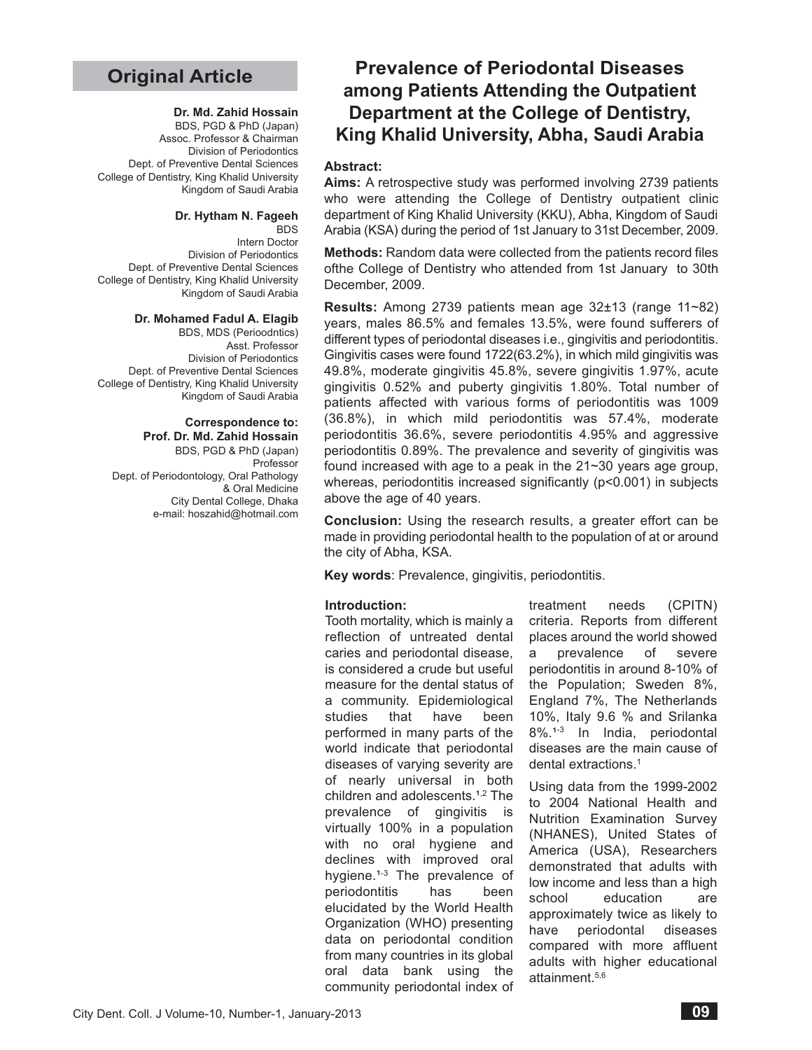**Original Article**

# Prevalence of Periodontal Diseases among Patients Attending the Outpatient Department at the College of Dentistry, King Khalid University, Abha, Saudi Arabia

**Dr. Md. Zahid Hossain**
BDS, PGD & PhD (Japan)
Assoc. Professor & Chairman
Division of Periodontics
Dept. of Preventive Dental Sciences
College of Dentistry, King Khalid University
Kingdom of Saudi Arabia

**Dr. Hytham N. Fageeh**
BDS
Intern Doctor
Division of Periodontics
Dept. of Preventive Dental Sciences
College of Dentistry, King Khalid University
Kingdom of Saudi Arabia

**Dr. Mohamed Fadul A. Elagib**
BDS, MDS (Perioodntics)
Asst. Professor
Division of Periodontics
Dept. of Preventive Dental Sciences
College of Dentistry, King Khalid University
Kingdom of Saudi Arabia

**Correspondence to:**
**Prof. Dr. Md. Zahid Hossain**
BDS, PGD & PhD (Japan)
Professor
Dept. of Periodontology, Oral Pathology & Oral Medicine
City Dental College, Dhaka
e-mail: hoszahid@hotmail.com

## Abstract:

**Aims:** A retrospective study was performed involving 2739 patients who were attending the College of Dentistry outpatient clinic department of King Khalid University (KKU), Abha, Kingdom of Saudi Arabia (KSA) during the period of 1st January to 31st December, 2009.

**Methods:** Random data were collected from the patients record files ofthe College of Dentistry who attended from 1st January to 30th December, 2009.

**Results:** Among 2739 patients mean age 32±13 (range 11~82) years, males 86.5% and females 13.5%, were found sufferers of different types of periodontal diseases i.e., gingivitis and periodontitis. Gingivitis cases were found 1722(63.2%), in which mild gingivitis was 49.8%, moderate gingivitis 45.8%, severe gingivitis 1.97%, acute gingivitis 0.52% and puberty gingivitis 1.80%. Total number of patients affected with various forms of periodontitis was 1009 (36.8%), in which mild periodontitis was 57.4%, moderate periodontitis 36.6%, severe periodontitis 4.95% and aggressive periodontitis 0.89%. The prevalence and severity of gingivitis was found increased with age to a peak in the 21~30 years age group, whereas, periodontitis increased significantly ($p<0.001$) in subjects above the age of 40 years.

**Conclusion:** Using the research results, a greater effort can be made in providing periodontal health to the population of at or around the city of Abha, KSA.

**Key words**: Prevalence, gingivitis, periodontitis.

## Introduction:

Tooth mortality, which is mainly a reflection of untreated dental caries and periodontal disease, is considered a crude but useful measure for the dental status of a community. Epidemiological studies that have been performed in many parts of the world indicate that periodontal diseases of varying severity are of nearly universal in both children and adolescents.[1,2] The prevalence of gingivitis is virtually 100% in a population with no oral hygiene and declines with improved oral hygiene.[1-3] The prevalence of periodontitis has been elucidated by the World Health Organization (WHO) presenting data on periodontal condition from many countries in its global oral data bank using the community periodontal index of treatment needs (CPITN) criteria. Reports from different places around the world showed a prevalence of severe periodontitis in around 8-10% of the Population; Sweden 8%, England 7%, The Netherlands 10%, Italy 9.6 % and Srilanka 8%.[1-3] In India, periodontal diseases are the main cause of dental extractions.[1]

Using data from the 1999-2002 to 2004 National Health and Nutrition Examination Survey (NHANES), United States of America (USA), Researchers demonstrated that adults with low income and less than a high school education are approximately twice as likely to have periodontal diseases compared with more affluent adults with higher educational attainment.[5,6]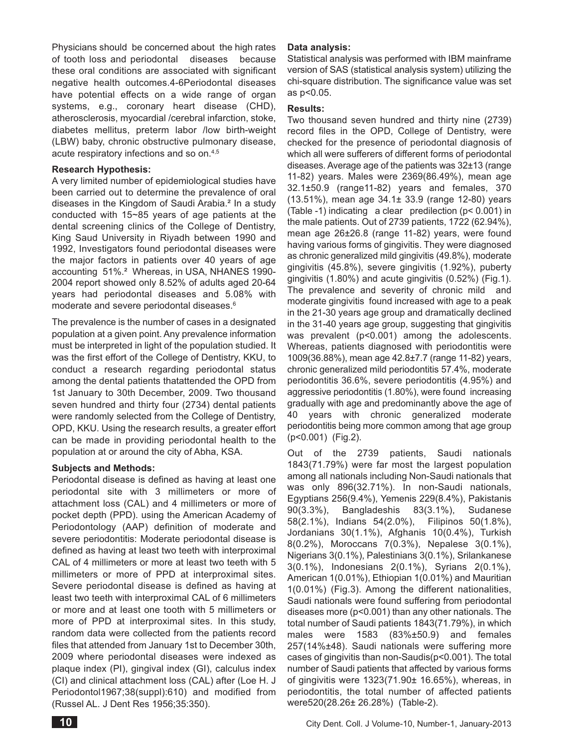Physicians should be concerned about the high rates of tooth loss and periodontal diseases because these oral conditions are associated with significant negative health outcomes.4-6Periodontal diseases have potential effects on a wide range of organ systems, e.g., coronary heart disease (CHD), atherosclerosis, myocardial /cerebral infarction, stoke, diabetes mellitus, preterm labor /low birth-weight (LBW) baby, chronic obstructive pulmonary disease, acute respiratory infections and so on.[4,5]

**Research Hypothesis:**

A very limited number of epidemiological studies have been carried out to determine the prevalence of oral diseases in the Kingdom of Saudi Arabia.[2] In a study conducted with 15~85 years of age patients at the dental screening clinics of the College of Dentistry, King Saud University in Riyadh between 1990 and 1992, Investigators found periodontal diseases were the major factors in patients over 40 years of age accounting 51%.[2] Whereas, in USA, NHANES 1990-2004 report showed only 8.52% of adults aged 20-64 years had periodontal diseases and 5.08% with moderate and severe periodontal diseases.[6]

The prevalence is the number of cases in a designated population at a given point. Any prevalence information must be interpreted in light of the population studied. It was the first effort of the College of Dentistry, KKU, to conduct a research regarding periodontal status among the dental patients thatattended the OPD from 1st January to 30th December, 2009. Two thousand seven hundred and thirty four (2734) dental patients were randomly selected from the College of Dentistry, OPD, KKU. Using the research results, a greater effort can be made in providing periodontal health to the population at or around the city of Abha, KSA.

**Subjects and Methods:**

Periodontal disease is defined as having at least one periodontal site with 3 millimeters or more of attachment loss (CAL) and 4 millimeters or more of pocket depth (PPD). using the American Academy of Periodontology (AAP) definition of moderate and severe periodontitis: Moderate periodontal disease is defined as having at least two teeth with interproximal CAL of 4 millimeters or more at least two teeth with 5 millimeters or more of PPD at interproximal sites. Severe periodontal disease is defined as having at least two teeth with interproximal CAL of 6 millimeters or more and at least one tooth with 5 millimeters or more of PPD at interproximal sites. In this study, random data were collected from the patients record files that attended from January 1st to December 30th, 2009 where periodontal diseases were indexed as plaque index (PI), gingival index (GI), calculus index (CI) and clinical attachment loss (CAL) after (Loe H. J Periodontol1967;38(suppl):610) and modified from (Russel AL. J Dent Res 1956;35:350).

**Data analysis:**

Statistical analysis was performed with IBM mainframe version of SAS (statistical analysis system) utilizing the chi-square distribution. The significance value was set as $p<0.05$.

**Results:**

Two thousand seven hundred and thirty nine (2739) record files in the OPD, College of Dentistry, were checked for the presence of periodontal diagnosis of which all were sufferers of different forms of periodontal diseases. Average age of the patients was 32±13 (range 11-82) years. Males were 2369(86.49%), mean age 32.1±50.9 (range11-82) years and females, 370 (13.51%), mean age 34.1± 33.9 (range 12-80) years (Table -1) indicating a clear predilection ($p< 0.001$) in the male patients. Out of 2739 patients, 1722 (62.94%), mean age 26±26.8 (range 11-82) years, were found having various forms of gingivitis. They were diagnosed as chronic generalized mild gingivitis (49.8%), moderate gingivitis (45.8%), severe gingivitis (1.92%), puberty gingivitis (1.80%) and acute gingivitis (0.52%) (Fig.1). The prevalence and severity of chronic mild and moderate gingivitis found increased with age to a peak in the 21-30 years age group and dramatically declined in the 31-40 years age group, suggesting that gingivitis was prevalent ($p<0.001$) among the adolescents. Whereas, patients diagnosed with periodontitis were 1009(36.88%), mean age 42.8±7.7 (range 11-82) years, chronic generalized mild periodontitis 57.4%, moderate periodontitis 36.6%, severe periodontitis (4.95%) and aggressive periodontitis (1.80%), were found increasing gradually with age and predominantly above the age of 40 years with chronic generalized moderate periodontitis being more common among that age group ($p<0.001$) (Fig.2).

Out of the 2739 patients, Saudi nationals 1843(71.79%) were far most the largest population among all nationals including Non-Saudi nationals that was only 896(32.71%). In non-Saudi nationals, Egyptians 256(9.4%), Yemenis 229(8.4%), Pakistanis 90(3.3%), Bangladeshis 83(3.1%), Sudanese 58(2.1%), Indians 54(2.0%), Filipinos 50(1.8%), Jordanians 30(1.1%), Afghanis 10(0.4%), Turkish 8(0.2%), Moroccans 7(0.3%), Nepalese 3(0.1%), Nigerians 3(0.1%), Palestinians 3(0.1%), Srilankanese 3(0.1%), Indonesians 2(0.1%), Syrians 2(0.1%), American 1(0.01%), Ethiopian 1(0.01%) and Mauritian 1(0.01%) (Fig.3). Among the different nationalities, Saudi nationals were found suffering from periodontal diseases more ($p<0.001$) than any other nationals. The total number of Saudi patients 1843(71.79%), in which males were 1583 (83%±50.9) and females 257(14%±48). Saudi nationals were suffering more cases of gingivitis than non-Saudis($p<0.001$). The total number of Saudi patients that affected by various forms of gingivitis were 1323(71.90± 16.65%), whereas, in periodontitis, the total number of affected patients were520(28.26± 26.28%) (Table-2).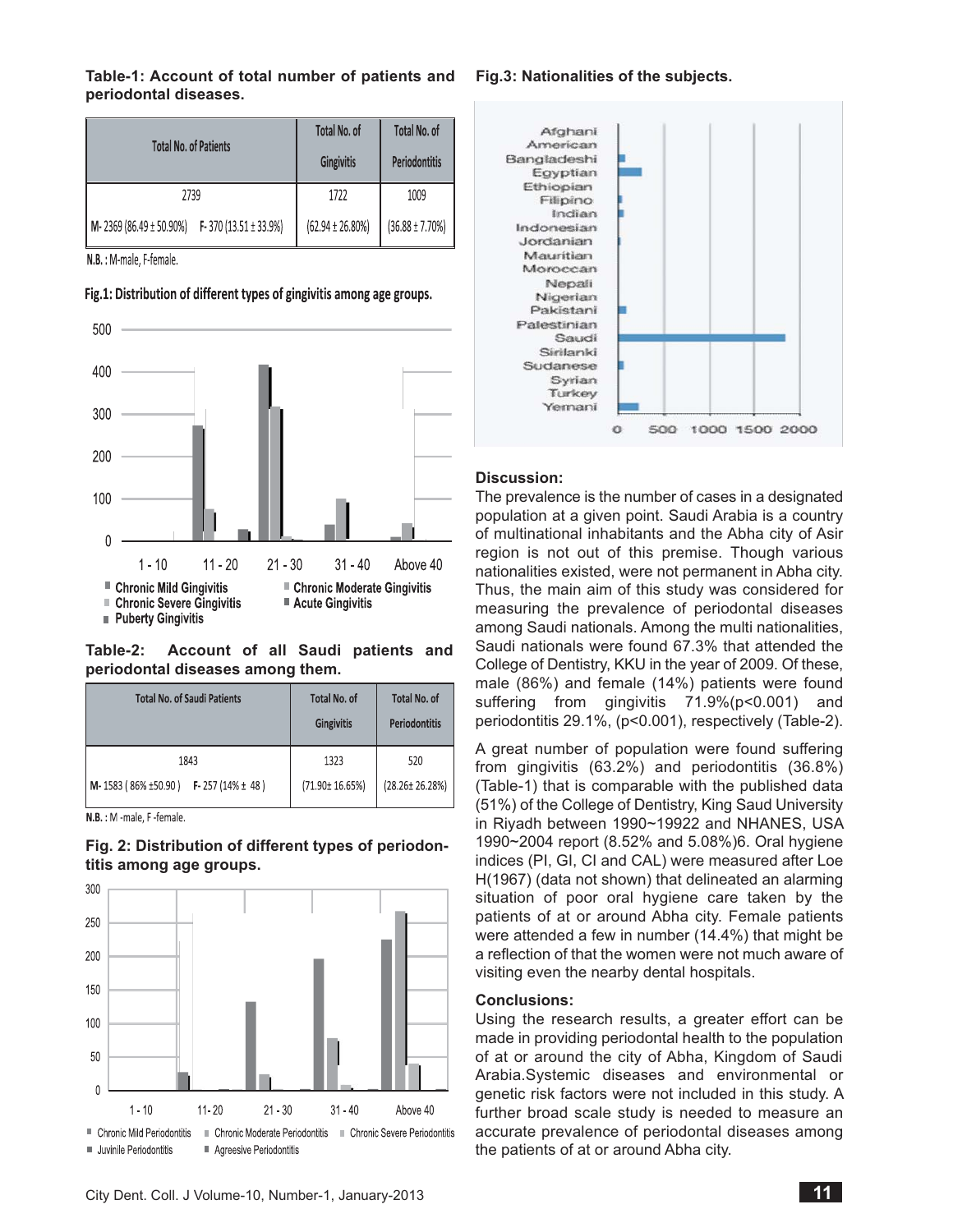**Table-1: Account of total number of patients and periodontal diseases.**

| Total No. of Patients | | Total No. of Gingivitis | Total No. of Periodontitis |
|---|---|---|---|
| 2739 | | 1722 | 1009 |
| M- 2369 (86.49 ± 50.90%) | F- 370 (13.51 ± 33.9%) | (62.94 ± 26.80%) | (36.88 ± 7.70%) |

N.B. : M-male, F-female.

**Fig.1: Distribution of different types of gingivitis among age groups.**

**Table-2: Account of all Saudi patients and periodontal diseases among them.**

| Total No. of Saudi Patients | | Total No. of Gingivitis | Total No. of Periodontitis |
|---|---|---|---|
| 1843 | | 1323 | 520 |
| M- 1583 ( 86% ±50.90 ) | F- 257 (14% ± 48 ) | (71.90± 16.65%) | (28.26± 26.28%) |

N.B. : M -male, F -female.

**Fig. 2: Distribution of different types of periodontitis among age groups.**

**Fig.3: Nationalities of the subjects.**

**Discussion:**

The prevalence is the number of cases in a designated population at a given point. Saudi Arabia is a country of multinational inhabitants and the Abha city of Asir region is not out of this premise. Though various nationalities existed, were not permanent in Abha city. Thus, the main aim of this study was considered for measuring the prevalence of periodontal diseases among Saudi nationals. Among the multi nationalities, Saudi nationals were found 67.3% that attended the College of Dentistry, KKU in the year of 2009. Of these, male (86%) and female (14%) patients were found suffering from gingivitis 71.9%(p<0.001) and periodontitis 29.1%, (p<0.001), respectively (Table-2).

A great number of population were found suffering from gingivitis (63.2%) and periodontitis (36.8%) (Table-1) that is comparable with the published data (51%) of the College of Dentistry, King Saud University in Riyadh between 1990~19922 and NHANES, USA 1990~2004 report (8.52% and 5.08%)6. Oral hygiene indices (PI, GI, CI and CAL) were measured after Loe H(1967) (data not shown) that delineated an alarming situation of poor oral hygiene care taken by the patients of at or around Abha city. Female patients were attended a few in number (14.4%) that might be a reflection of that the women were not much aware of visiting even the nearby dental hospitals.

**Conclusions:**

Using the research results, a greater effort can be made in providing periodontal health to the population of at or around the city of Abha, Kingdom of Saudi Arabia.Systemic diseases and environmental or genetic risk factors were not included in this study. A further broad scale study is needed to measure an accurate prevalence of periodontal diseases among the patients of at or around Abha city.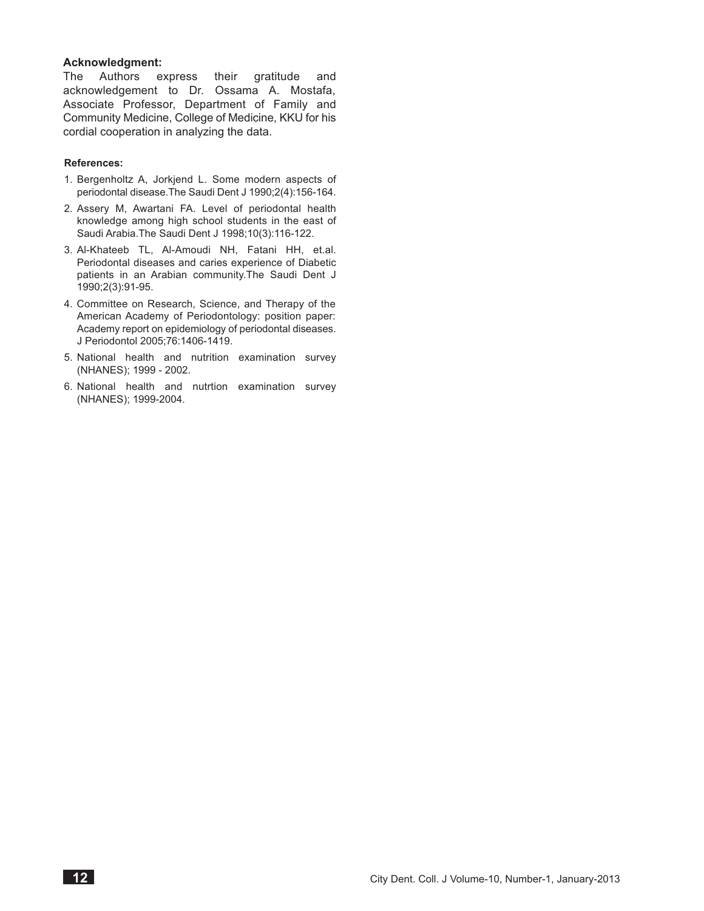**Acknowledgment:**

The Authors express their gratitude and acknowledgement to Dr. Ossama A. Mostafa, Associate Professor, Department of Family and Community Medicine, College of Medicine, KKU for his cordial cooperation in analyzing the data.

**References:**

1. Bergenholtz A, Jorkjend L. Some modern aspects of periodontal disease.The Saudi Dent J 1990;2(4):156-164.
2. Assery M, Awartani FA. Level of periodontal health knowledge among high school students in the east of Saudi Arabia.The Saudi Dent J 1998;10(3):116-122.
3. Al-Khateeb TL, Al-Amoudi NH, Fatani HH, et.al. Periodontal diseases and caries experience of Diabetic patients in an Arabian community.The Saudi Dent J 1990;2(3):91-95.
4. Committee on Research, Science, and Therapy of the American Academy of Periodontology: position paper: Academy report on epidemiology of periodontal diseases. J Periodontol 2005;76:1406-1419.
5. National health and nutrition examination survey (NHANES); 1999 - 2002.
6. National health and nutrtion examination survey (NHANES); 1999-2004.